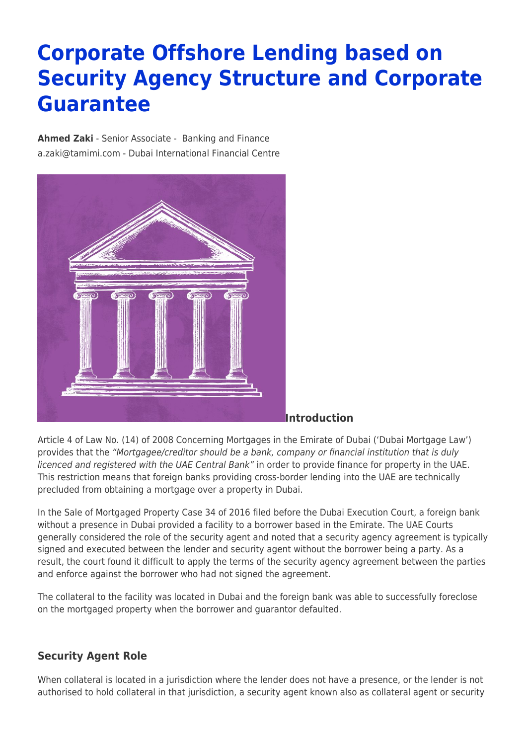# Corporate Offshore Lending based on Security Agency Structure and Corporate Guarantee

**Ahmed Zaki** - Senior Associate - Banking and Finance
a.zaki@tamimi.com - Dubai International Financial Centre

### Introduction

Article 4 of Law No. (14) of 2008 Concerning Mortgages in the Emirate of Dubai ('Dubai Mortgage Law') provides that the *"Mortgagee/creditor should be a bank, company or financial institution that is duly licenced and registered with the UAE Central Bank"* in order to provide finance for property in the UAE. This restriction means that foreign banks providing cross-border lending into the UAE are technically precluded from obtaining a mortgage over a property in Dubai.

In the Sale of Mortgaged Property Case 34 of 2016 filed before the Dubai Execution Court, a foreign bank without a presence in Dubai provided a facility to a borrower based in the Emirate. The UAE Courts generally considered the role of the security agent and noted that a security agency agreement is typically signed and executed between the lender and security agent without the borrower being a party. As a result, the court found it difficult to apply the terms of the security agency agreement between the parties and enforce against the borrower who had not signed the agreement.

The collateral to the facility was located in Dubai and the foreign bank was able to successfully foreclose on the mortgaged property when the borrower and guarantor defaulted.

### Security Agent Role

When collateral is located in a jurisdiction where the lender does not have a presence, or the lender is not authorised to hold collateral in that jurisdiction, a security agent known also as collateral agent or security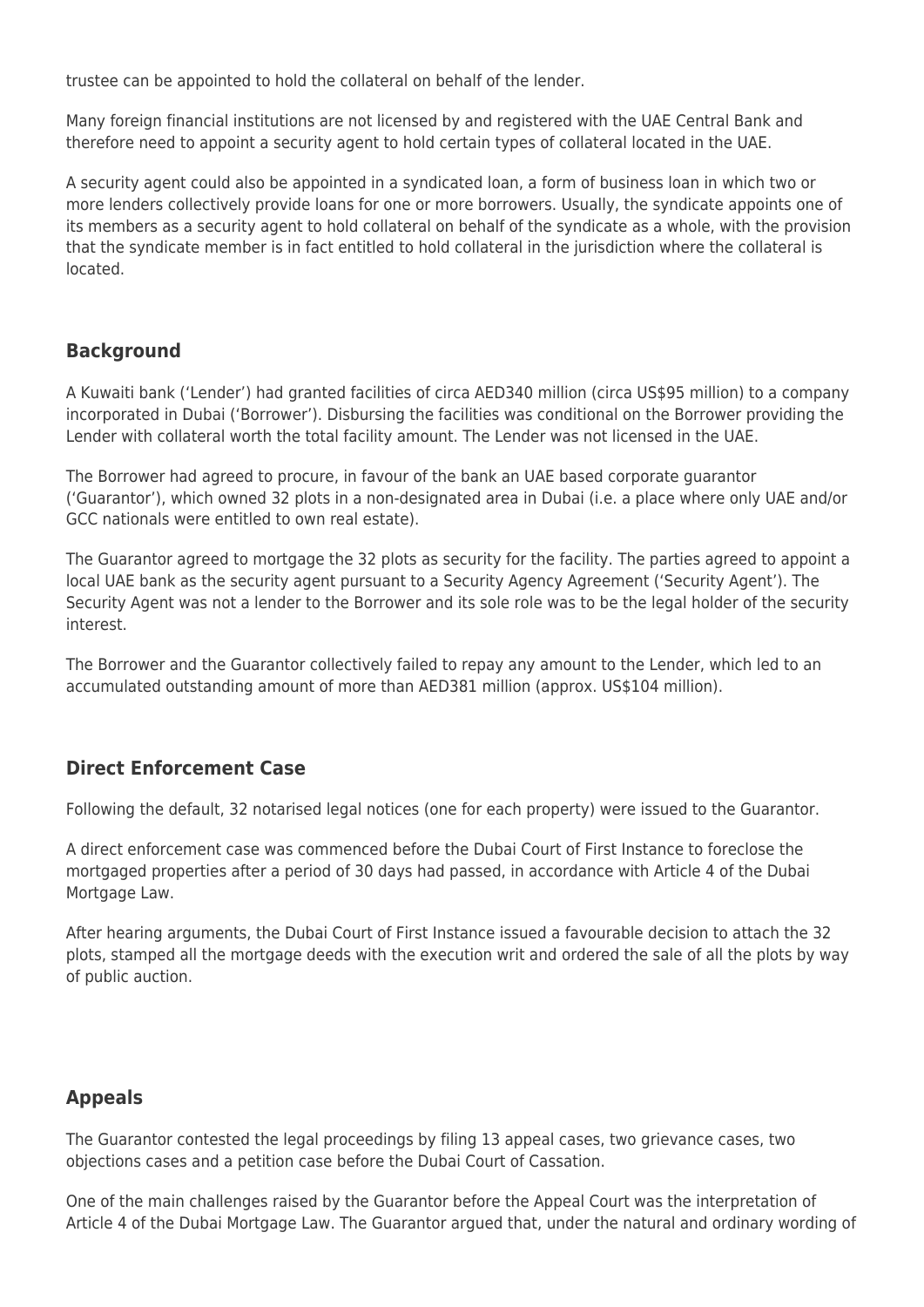trustee can be appointed to hold the collateral on behalf of the lender.

Many foreign financial institutions are not licensed by and registered with the UAE Central Bank and therefore need to appoint a security agent to hold certain types of collateral located in the UAE.

A security agent could also be appointed in a syndicated loan, a form of business loan in which two or more lenders collectively provide loans for one or more borrowers. Usually, the syndicate appoints one of its members as a security agent to hold collateral on behalf of the syndicate as a whole, with the provision that the syndicate member is in fact entitled to hold collateral in the jurisdiction where the collateral is located.

### Background

A Kuwaiti bank ('Lender') had granted facilities of circa AED340 million (circa US$95 million) to a company incorporated in Dubai ('Borrower'). Disbursing the facilities was conditional on the Borrower providing the Lender with collateral worth the total facility amount. The Lender was not licensed in the UAE.

The Borrower had agreed to procure, in favour of the bank an UAE based corporate guarantor ('Guarantor'), which owned 32 plots in a non-designated area in Dubai (i.e. a place where only UAE and/or GCC nationals were entitled to own real estate).

The Guarantor agreed to mortgage the 32 plots as security for the facility. The parties agreed to appoint a local UAE bank as the security agent pursuant to a Security Agency Agreement ('Security Agent'). The Security Agent was not a lender to the Borrower and its sole role was to be the legal holder of the security interest.

The Borrower and the Guarantor collectively failed to repay any amount to the Lender, which led to an accumulated outstanding amount of more than AED381 million (approx. US$104 million).

### Direct Enforcement Case

Following the default, 32 notarised legal notices (one for each property) were issued to the Guarantor.

A direct enforcement case was commenced before the Dubai Court of First Instance to foreclose the mortgaged properties after a period of 30 days had passed, in accordance with Article 4 of the Dubai Mortgage Law.

After hearing arguments, the Dubai Court of First Instance issued a favourable decision to attach the 32 plots, stamped all the mortgage deeds with the execution writ and ordered the sale of all the plots by way of public auction.

### Appeals

The Guarantor contested the legal proceedings by filing 13 appeal cases, two grievance cases, two objections cases and a petition case before the Dubai Court of Cassation.

One of the main challenges raised by the Guarantor before the Appeal Court was the interpretation of Article 4 of the Dubai Mortgage Law. The Guarantor argued that, under the natural and ordinary wording of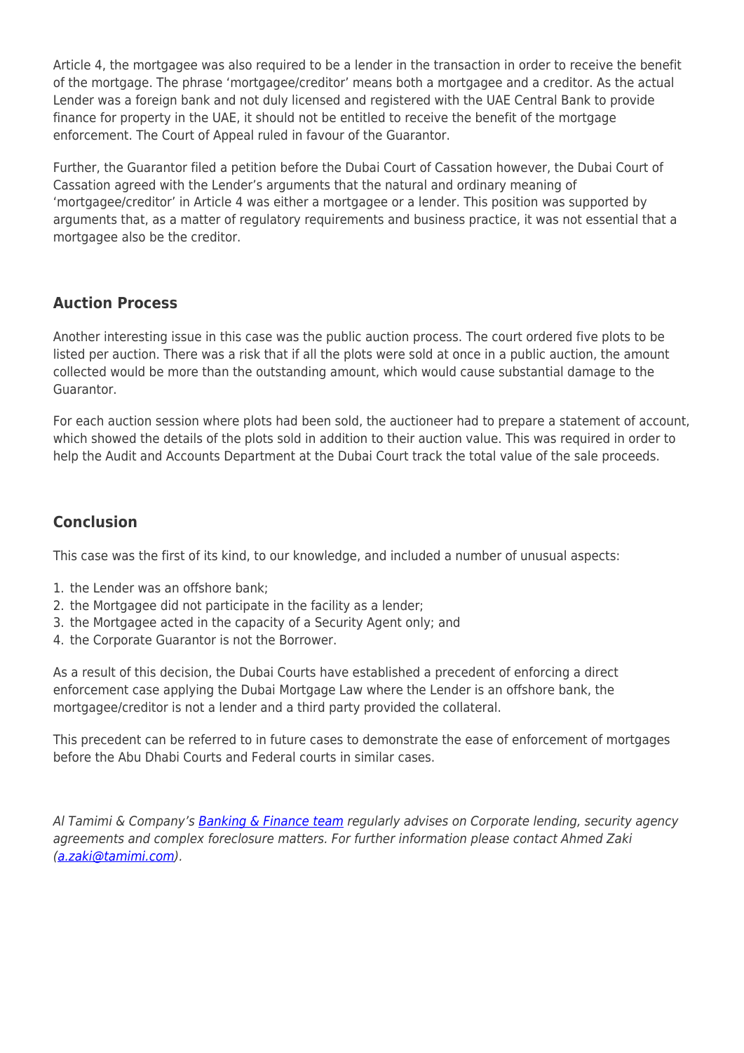Article 4, the mortgagee was also required to be a lender in the transaction in order to receive the benefit of the mortgage. The phrase 'mortgagee/creditor' means both a mortgagee and a creditor. As the actual Lender was a foreign bank and not duly licensed and registered with the UAE Central Bank to provide finance for property in the UAE, it should not be entitled to receive the benefit of the mortgage enforcement. The Court of Appeal ruled in favour of the Guarantor.

Further, the Guarantor filed a petition before the Dubai Court of Cassation however, the Dubai Court of Cassation agreed with the Lender's arguments that the natural and ordinary meaning of 'mortgagee/creditor' in Article 4 was either a mortgagee or a lender. This position was supported by arguments that, as a matter of regulatory requirements and business practice, it was not essential that a mortgagee also be the creditor.

### Auction Process

Another interesting issue in this case was the public auction process. The court ordered five plots to be listed per auction. There was a risk that if all the plots were sold at once in a public auction, the amount collected would be more than the outstanding amount, which would cause substantial damage to the Guarantor.

For each auction session where plots had been sold, the auctioneer had to prepare a statement of account, which showed the details of the plots sold in addition to their auction value. This was required in order to help the Audit and Accounts Department at the Dubai Court track the total value of the sale proceeds.

### Conclusion

This case was the first of its kind, to our knowledge, and included a number of unusual aspects:

1. the Lender was an offshore bank;
2. the Mortgagee did not participate in the facility as a lender;
3. the Mortgagee acted in the capacity of a Security Agent only; and
4. the Corporate Guarantor is not the Borrower.

As a result of this decision, the Dubai Courts have established a precedent of enforcing a direct enforcement case applying the Dubai Mortgage Law where the Lender is an offshore bank, the mortgagee/creditor is not a lender and a third party provided the collateral.

This precedent can be referred to in future cases to demonstrate the ease of enforcement of mortgages before the Abu Dhabi Courts and Federal courts in similar cases.

*Al Tamimi & Company's [Banking & Finance team] regularly advises on Corporate lending, security agency agreements and complex foreclosure matters. For further information please contact Ahmed Zaki ([a.zaki@tamimi.com]).*